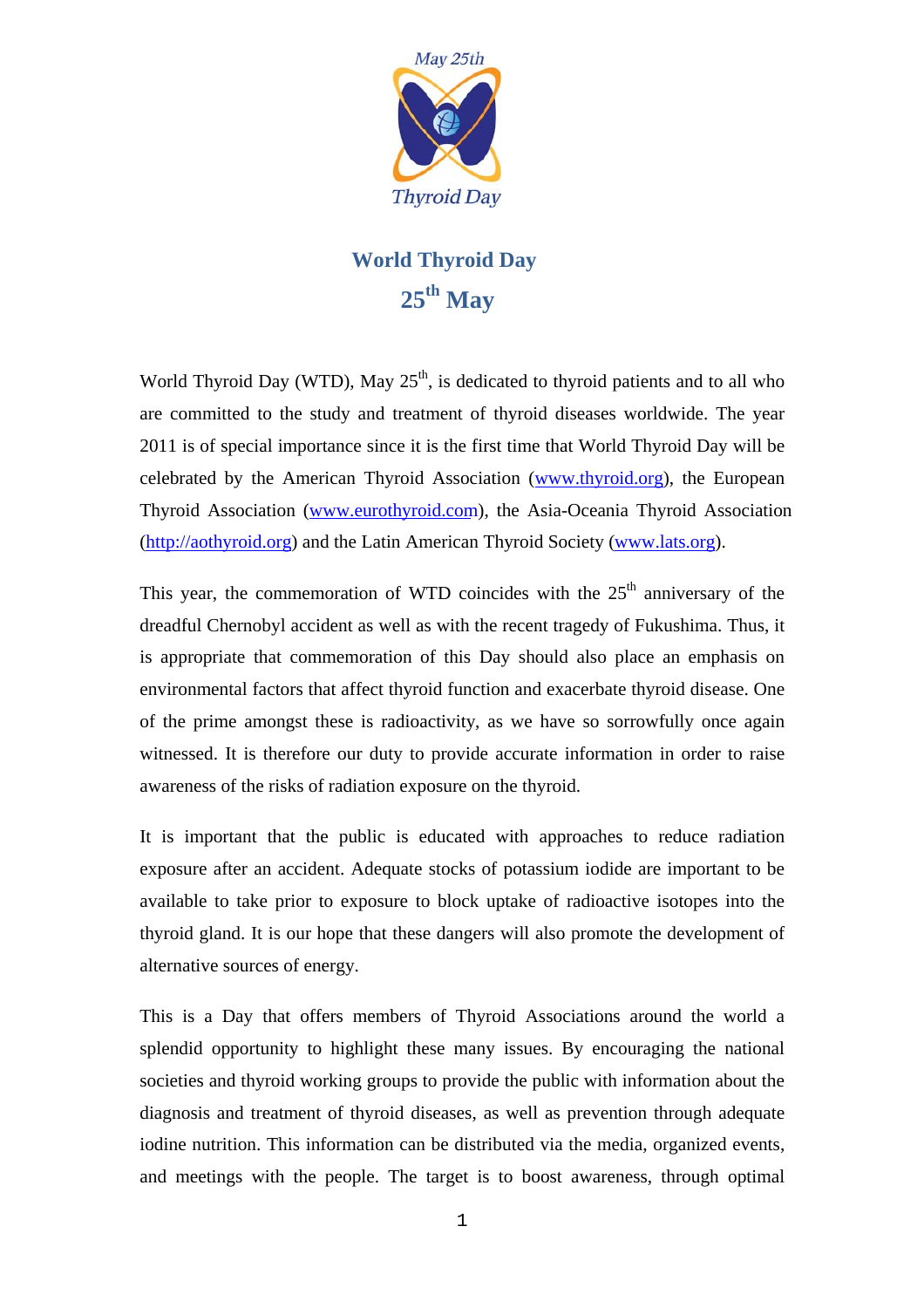# World Thyroid Day
## 25th May

World Thyroid Day (WTD), May 25th, is dedicated to thyroid patients and to all who are committed to the study and treatment of thyroid diseases worldwide. The year 2011 is of special importance since it is the first time that World Thyroid Day will be celebrated by the American Thyroid Association (www.thyroid.org), the European Thyroid Association (www.eurothyroid.com), the Asia-Oceania Thyroid Association (http://aothyroid.org) and the Latin American Thyroid Society (www.lats.org).

This year, the commemoration of WTD coincides with the 25th anniversary of the dreadful Chernobyl accident as well as with the recent tragedy of Fukushima. Thus, it is appropriate that commemoration of this Day should also place an emphasis on environmental factors that affect thyroid function and exacerbate thyroid disease. One of the prime amongst these is radioactivity, as we have so sorrowfully once again witnessed. It is therefore our duty to provide accurate information in order to raise awareness of the risks of radiation exposure on the thyroid.

It is important that the public is educated with approaches to reduce radiation exposure after an accident. Adequate stocks of potassium iodide are important to be available to take prior to exposure to block uptake of radioactive isotopes into the thyroid gland. It is our hope that these dangers will also promote the development of alternative sources of energy.

This is a Day that offers members of Thyroid Associations around the world a splendid opportunity to highlight these many issues. By encouraging the national societies and thyroid working groups to provide the public with information about the diagnosis and treatment of thyroid diseases, as well as prevention through adequate iodine nutrition. This information can be distributed via the media, organized events, and meetings with the people. The target is to boost awareness, through optimal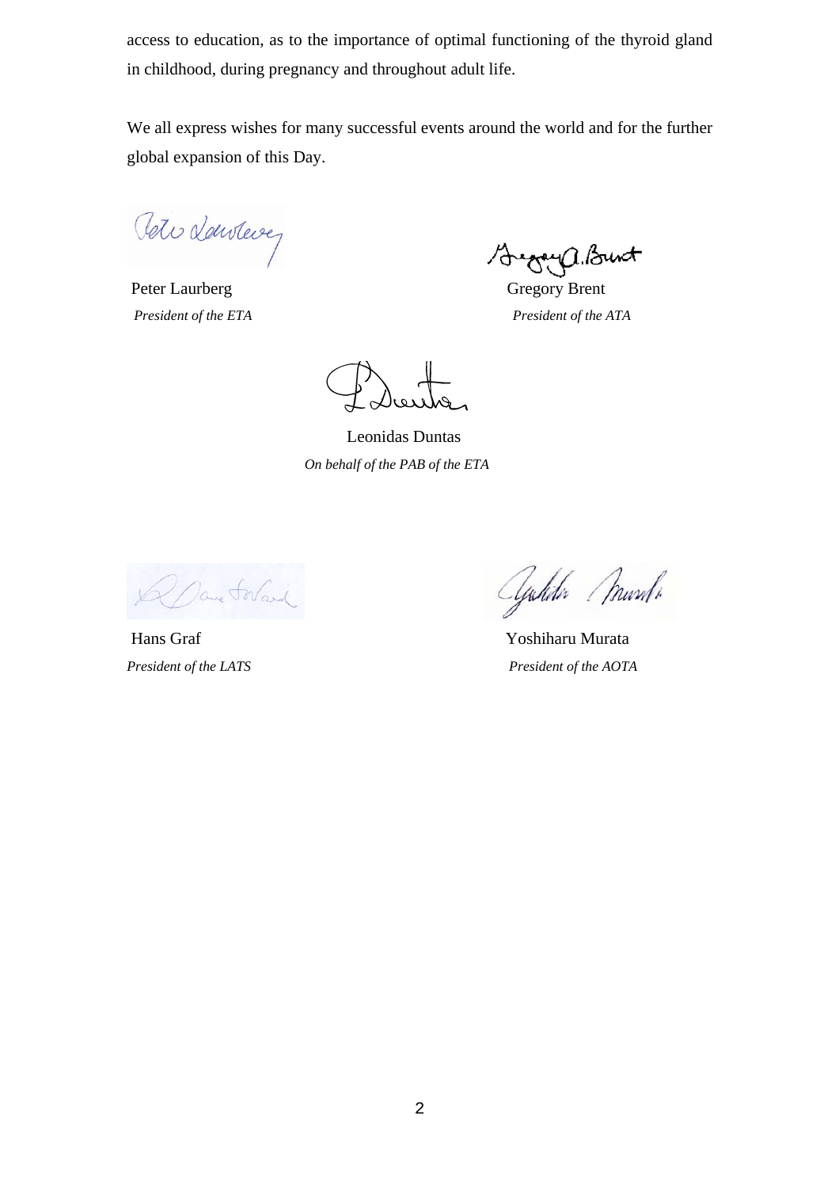access to education, as to the importance of optimal functioning of the thyroid gland in childhood, during pregnancy and throughout adult life.

We all express wishes for many successful events around the world and for the further global expansion of this Day.

Peter Laurberg
*President of the ETA*

Gregory Brent
*President of the ATA*

Leonidas Duntas
*On behalf of the PAB of the ETA*

Hans Graf
*President of the LATS*

Yoshiharu Murata
*President of the AOTA*